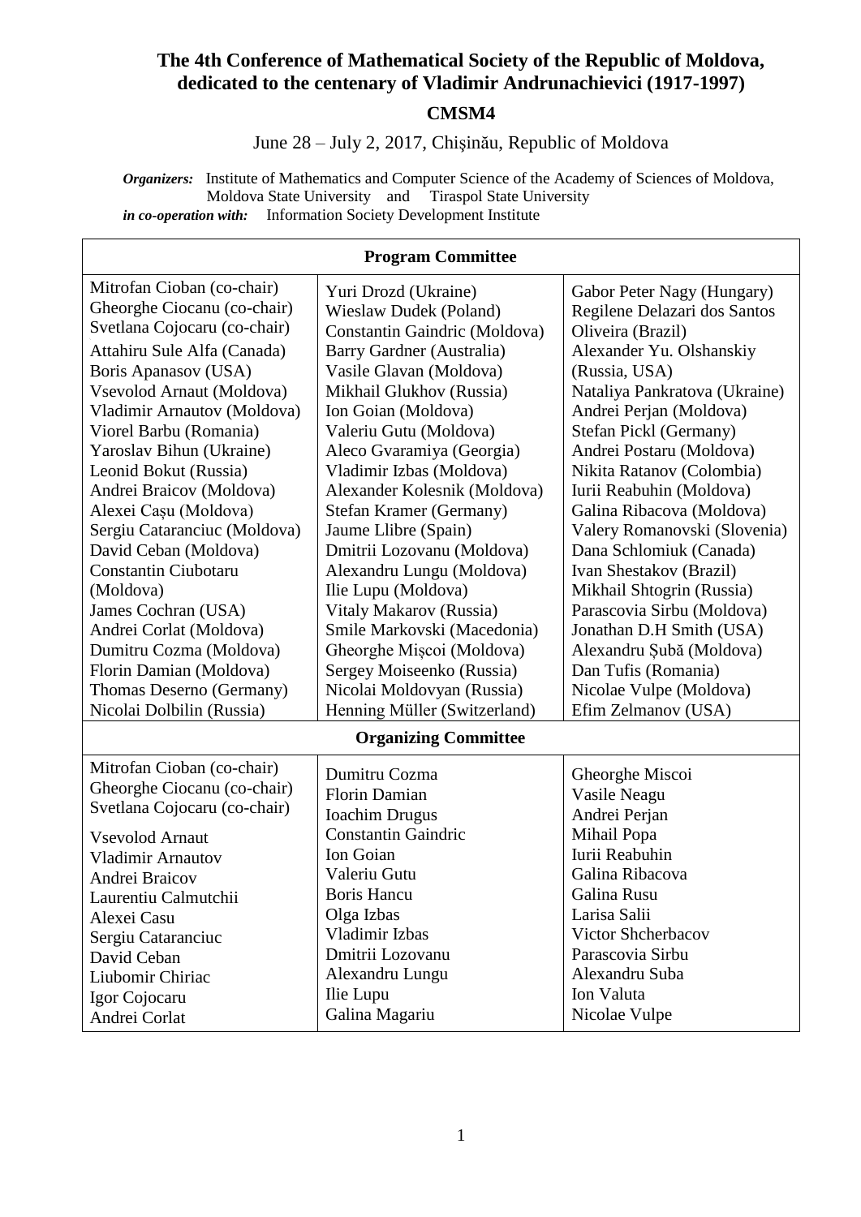# The 4th Conference of Mathematical Society of the Republic of Moldova, dedicated to the centenary of Vladimir Andrunachievici (1917-1997)

## CMSM4

June 28 – July 2, 2017, Chişinău, Republic of Moldova

***Organizers:*** Institute of Mathematics and Computer Science of the Academy of Sciences of Moldova, Moldova State University and Tiraspol State University
***in co-operation with:*** Information Society Development Institute

| **Program Committee** | | |
|---|---|---|
| Mitrofan Cioban (co-chair)<br>Gheorghe Ciocanu (co-chair)<br>Svetlana Cojocaru (co-chair)<br>Attahiru Sule Alfa (Canada)<br>Boris Apanasov (USA)<br>Vsevolod Arnaut (Moldova)<br>Vladimir Arnautov (Moldova)<br>Viorel Barbu (Romania)<br>Yaroslav Bihun (Ukraine)<br>Leonid Bokut (Russia)<br>Andrei Braicov (Moldova)<br>Alexei Caşu (Moldova)<br>Sergiu Cataranciuc (Moldova)<br>David Ceban (Moldova)<br>Constantin Ciubotaru (Moldova)<br>James Cochran (USA)<br>Andrei Corlat (Moldova)<br>Dumitru Cozma (Moldova)<br>Florin Damian (Moldova)<br>Thomas Deserno (Germany)<br>Nicolai Dolbilin (Russia) | Yuri Drozd (Ukraine)<br>Wieslaw Dudek (Poland)<br>Constantin Gaindric (Moldova)<br>Barry Gardner (Australia)<br>Vasile Glavan (Moldova)<br>Mikhail Glukhov (Russia)<br>Ion Goian (Moldova)<br>Valeriu Gutu (Moldova)<br>Aleco Gvaramiya (Georgia)<br>Vladimir Izbas (Moldova)<br>Alexander Kolesnik (Moldova)<br>Stefan Kramer (Germany)<br>Jaume Llibre (Spain)<br>Dmitrii Lozovanu (Moldova)<br>Alexandru Lungu (Moldova)<br>Ilie Lupu (Moldova)<br>Vitaly Makarov (Russia)<br>Smile Markovski (Macedonia)<br>Gheorghe Mişcoi (Moldova)<br>Sergey Moiseenko (Russia)<br>Nicolai Moldovyan (Russia)<br>Henning Müller (Switzerland) | Gabor Peter Nagy (Hungary)<br>Regilene Delazari dos Santos Oliveira (Brazil)<br>Alexander Yu. Olshanskiy (Russia, USA)<br>Nataliya Pankratova (Ukraine)<br>Andrei Perjan (Moldova)<br>Stefan Pickl (Germany)<br>Andrei Postaru (Moldova)<br>Nikita Ratanov (Colombia)<br>Iurii Reabuhin (Moldova)<br>Galina Ribacova (Moldova)<br>Valery Romanovski (Slovenia)<br>Dana Schlomiuk (Canada)<br>Ivan Shestakov (Brazil)<br>Mikhail Shtogrin (Russia)<br>Parascovia Sirbu (Moldova)<br>Jonathan D.H Smith (USA)<br>Alexandru Şubă (Moldova)<br>Dan Tufis (Romania)<br>Nicolae Vulpe (Moldova)<br>Efim Zelmanov (USA) |
| **Organizing Committee** | | |
| Mitrofan Cioban (co-chair)<br>Gheorghe Ciocanu (co-chair)<br>Svetlana Cojocaru (co-chair)<br>Vsevolod Arnaut<br>Vladimir Arnautov<br>Andrei Braicov<br>Laurentiu Calmutchii<br>Alexei Casu<br>Sergiu Cataranciuc<br>David Ceban<br>Liubomir Chiriac<br>Igor Cojocaru<br>Andrei Corlat | Dumitru Cozma<br>Florin Damian<br>Ioachim Drugus<br>Constantin Gaindric<br>Ion Goian<br>Valeriu Gutu<br>Boris Hancu<br>Olga Izbas<br>Vladimir Izbas<br>Dmitrii Lozovanu<br>Alexandru Lungu<br>Ilie Lupu<br>Galina Magariu | Gheorghe Miscoi<br>Vasile Neagu<br>Andrei Perjan<br>Mihail Popa<br>Iurii Reabuhin<br>Galina Ribacova<br>Galina Rusu<br>Larisa Salii<br>Victor Shcherbacov<br>Parascovia Sirbu<br>Alexandru Suba<br>Ion Valuta<br>Nicolae Vulpe |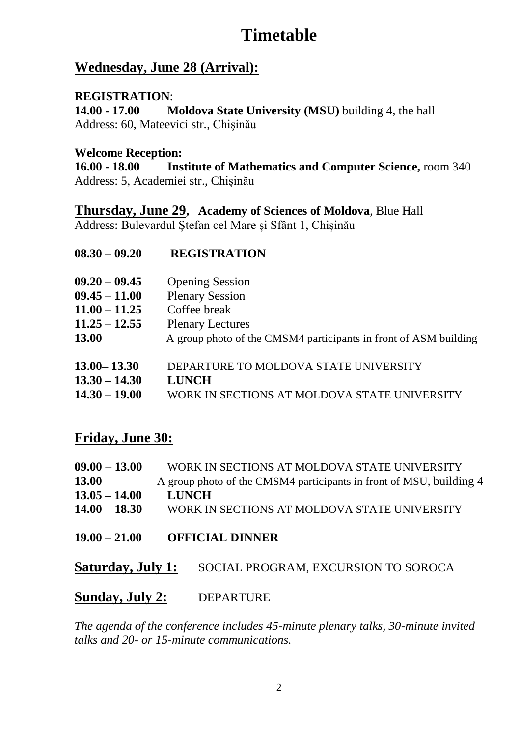# Timetable

## Wednesday, June 28 (Arrival):

**REGISTRATION**:
**14.00 - 17.00** **Moldova State University (MSU)** building 4, the hall
Address: 60, Mateevici str., Chişinău

**Welcome Reception:**
**16.00 - 18.00** **Institute of Mathematics and Computer Science,** room 340
Address: 5, Academiei str., Chişinău

## Thursday, June 29, **Academy of Sciences of Moldova**, Blue Hall

Address: Bulevardul Ștefan cel Mare și Sfânt 1, Chișinău

**08.30 – 09.20** **REGISTRATION**

**09.20 – 09.45** Opening Session
**09.45 – 11.00** Plenary Session
**11.00 – 11.25** Coffee break
**11.25 – 12.55** Plenary Lectures
**13.00** A group photo of the CMSM4 participants in front of ASM building

**13.00– 13.30** DEPARTURE TO MOLDOVA STATE UNIVERSITY
**13.30 – 14.30** **LUNCH**
**14.30 – 19.00** WORK IN SECTIONS AT MOLDOVA STATE UNIVERSITY

## Friday, June 30:

**09.00 – 13.00** WORK IN SECTIONS AT MOLDOVA STATE UNIVERSITY
**13.00** A group photo of the CMSM4 participants in front of MSU, building 4
**13.05 – 14.00** **LUNCH**
**14.00 – 18.30** WORK IN SECTIONS AT MOLDOVA STATE UNIVERSITY

**19.00 – 21.00** **OFFICIAL DINNER**

## Saturday, July 1: SOCIAL PROGRAM, EXCURSION TO SOROCA

## Sunday, July 2: DEPARTURE

*The agenda of the conference includes 45-minute plenary talks, 30-minute invited talks and 20- or 15-minute communications.*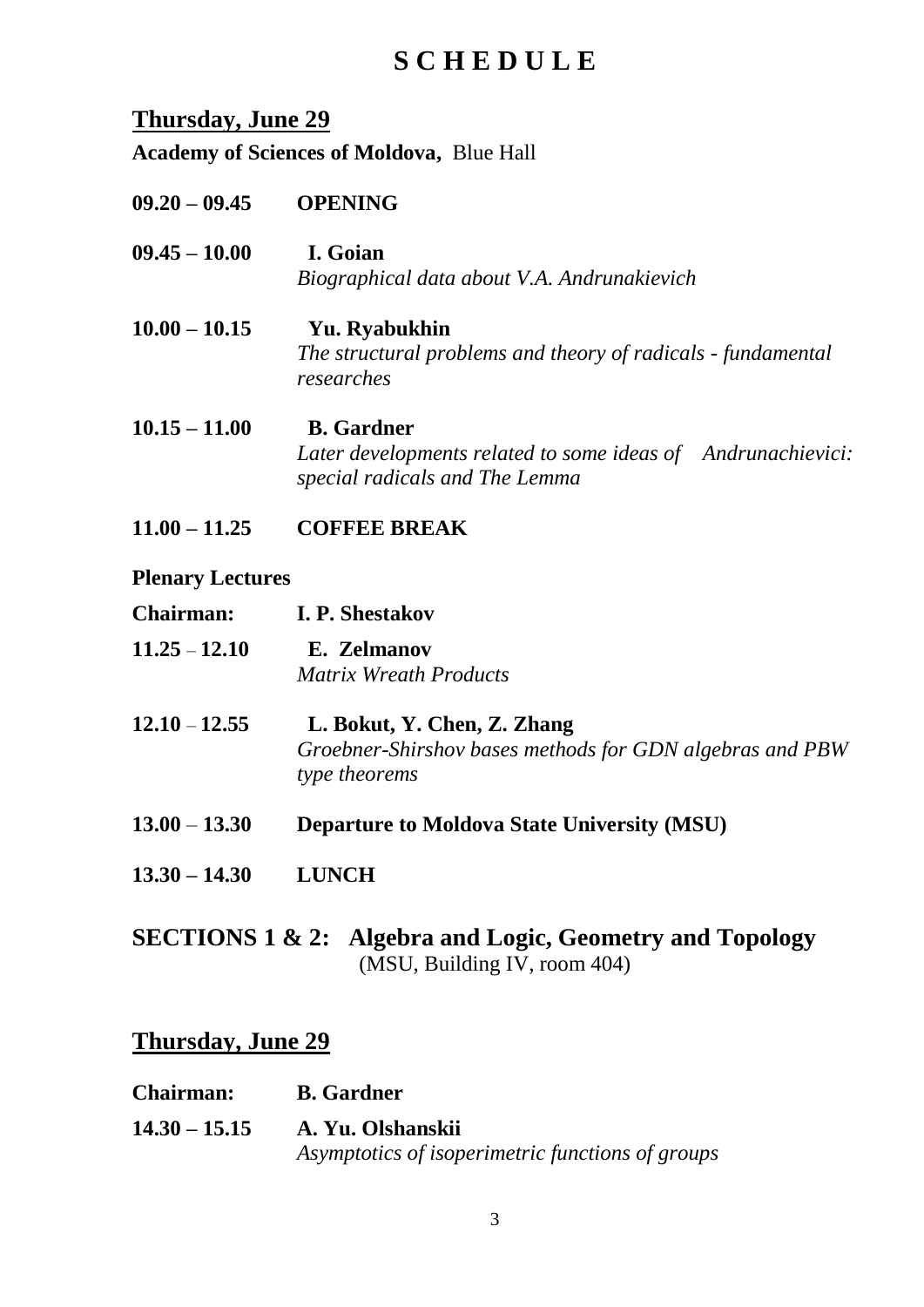# S C H E D U L E

## Thursday, June 29

**Academy of Sciences of Moldova,** Blue Hall

**09.20 – 09.45** **OPENING**

**09.45 – 10.00** **I. Goian**
*Biographical data about V.A. Andrunakievich*

**10.00 – 10.15** **Yu. Ryabukhin**
*The structural problems and theory of radicals - fundamental researches*

**10.15 – 11.00** **B. Gardner**
*Later developments related to some ideas of Andrunachievici: special radicals and The Lemma*

**11.00 – 11.25** **COFFEE BREAK**

**Plenary Lectures**

**Chairman:** **I. P. Shestakov**

**11.25 – 12.10** **E. Zelmanov**
*Matrix Wreath Products*

**12.10 – 12.55** **L. Bokut, Y. Chen, Z. Zhang**
*Groebner-Shirshov bases methods for GDN algebras and PBW type theorems*

**13.00 – 13.30** **Departure to Moldova State University (MSU)**

**13.30 – 14.30** **LUNCH**

## SECTIONS 1 & 2: Algebra and Logic, Geometry and Topology

(MSU, Building IV, room 404)

## Thursday, June 29

**Chairman:** **B. Gardner**

**14.30 – 15.15** **A. Yu. Olshanskii**
*Asymptotics of isoperimetric functions of groups*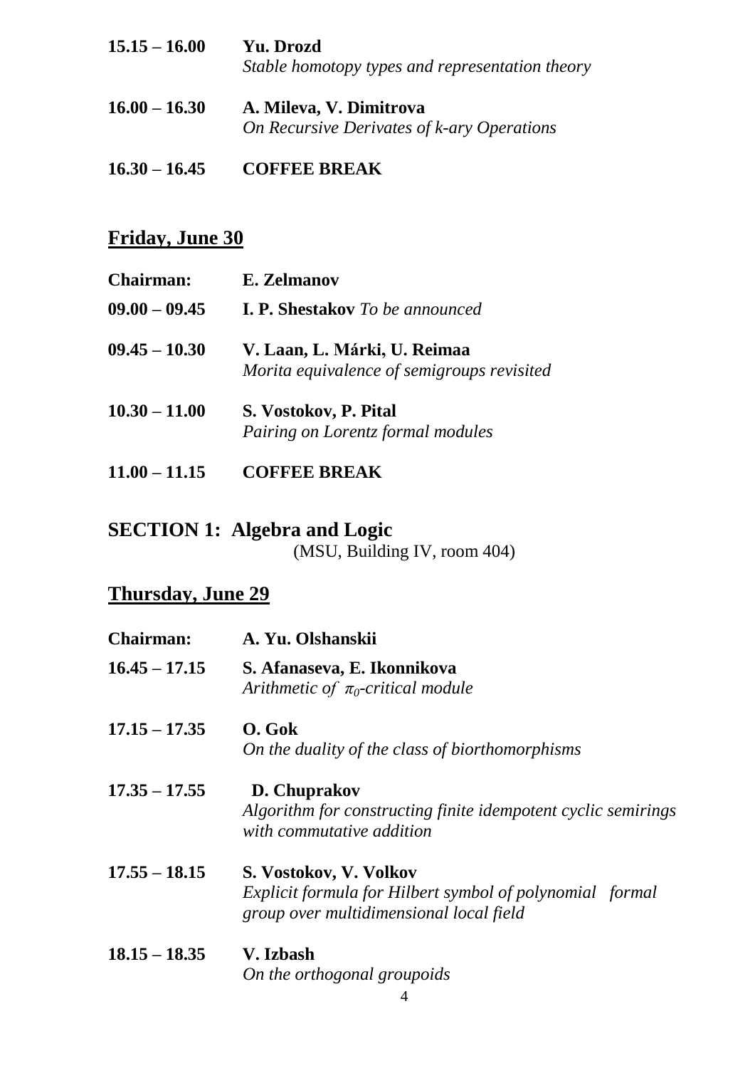**15.15 – 16.00** **Yu. Drozd**
*Stable homotopy types and representation theory*

**16.00 – 16.30** **A. Mileva, V. Dimitrova**
*On Recursive Derivates of k-ary Operations*

**16.30 – 16.45** **COFFEE BREAK**

## Friday, June 30

**Chairman:** **E. Zelmanov**

**09.00 – 09.45** **I. P. Shestakov** *To be announced*

**09.45 – 10.30** **V. Laan, L. Márki, U. Reimaa**
*Morita equivalence of semigroups revisited*

**10.30 – 11.00** **S. Vostokov, P. Pital**
*Pairing on Lorentz formal modules*

**11.00 – 11.15** **COFFEE BREAK**

# SECTION 1: Algebra and Logic

(MSU, Building IV, room 404)

## Thursday, June 29

**Chairman:** **A. Yu. Olshanskii**

**16.45 – 17.15** **S. Afanaseva, E. Ikonnikova**
*Arithmetic of* $\pi_0$*-critical module*

**17.15 – 17.35** **O. Gok**
*On the duality of the class of biorthomorphisms*

**17.35 – 17.55** **D. Chuprakov**
*Algorithm for constructing finite idempotent cyclic semirings with commutative addition*

**17.55 – 18.15** **S. Vostokov, V. Volkov**
*Explicit formula for Hilbert symbol of polynomial formal group over multidimensional local field*

**18.15 – 18.35** **V. Izbash**
*On the orthogonal groupoids*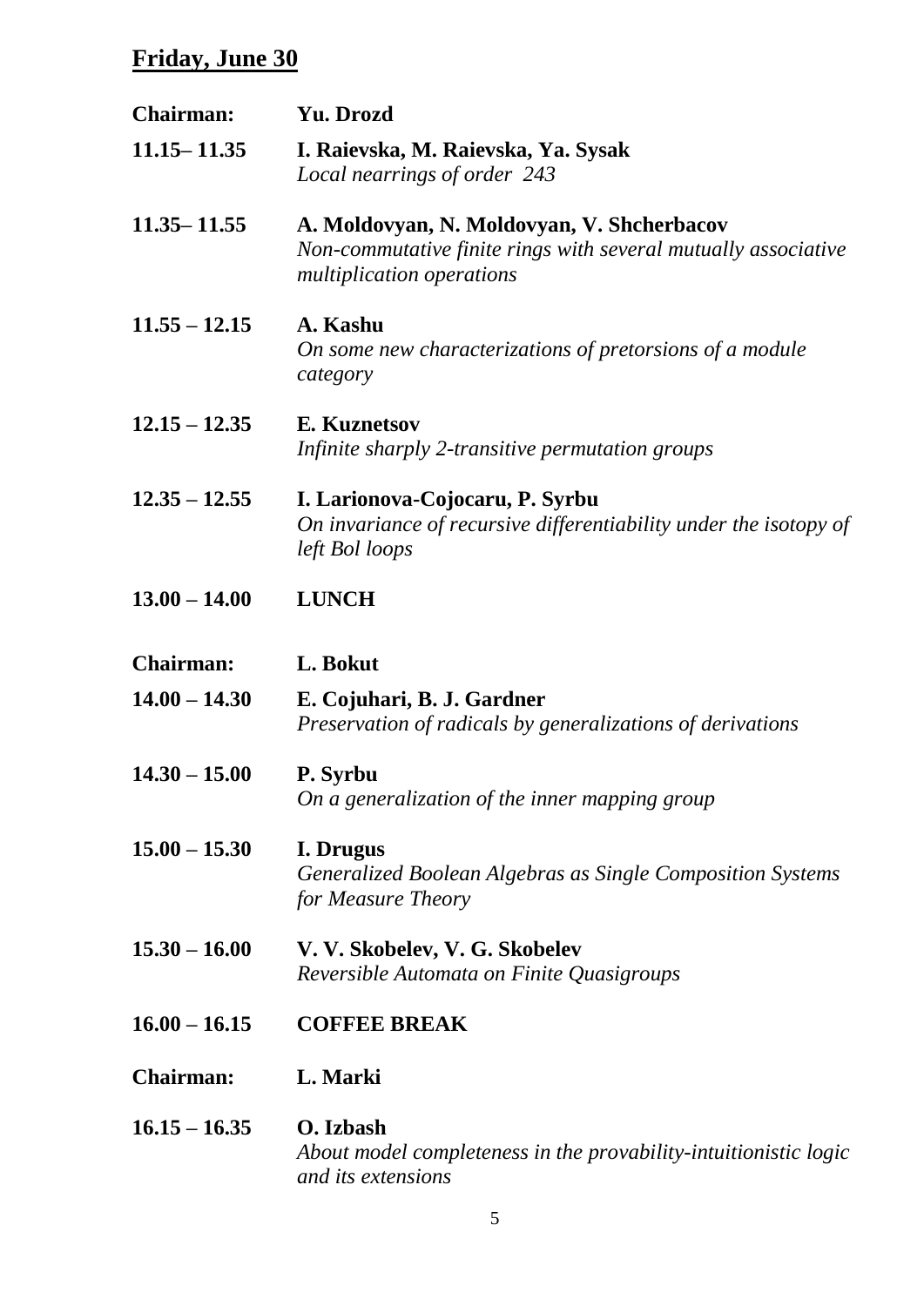## **Friday, June 30**

| | |
|---|---|
| **Chairman:** | **Yu. Drozd** |
| **11.15– 11.35** | **I. Raievska, M. Raievska, Ya. Sysak**<br>*Local nearrings of order 243* |
| **11.35– 11.55** | **A. Moldovyan, N. Moldovyan, V. Shcherbacov**<br>*Non-commutative finite rings with several mutually associative multiplication operations* |
| **11.55 – 12.15** | **A. Kashu**<br>*On some new characterizations of pretorsions of a module category* |
| **12.15 – 12.35** | **E. Kuznetsov**<br>*Infinite sharply 2-transitive permutation groups* |
| **12.35 – 12.55** | **I. Larionova-Cojocaru, P. Syrbu**<br>*On invariance of recursive differentiability under the isotopy of left Bol loops* |
| **13.00 – 14.00** | **LUNCH** |
| **Chairman:** | **L. Bokut** |
| **14.00 – 14.30** | **E. Cojuhari, B. J. Gardner**<br>*Preservation of radicals by generalizations of derivations* |
| **14.30 – 15.00** | **P. Syrbu**<br>*On a generalization of the inner mapping group* |
| **15.00 – 15.30** | **I. Drugus**<br>*Generalized Boolean Algebras as Single Composition Systems for Measure Theory* |
| **15.30 – 16.00** | **V. V. Skobelev, V. G. Skobelev**<br>*Reversible Automata on Finite Quasigroups* |
| **16.00 – 16.15** | **COFFEE BREAK** |
| **Chairman:** | **L. Marki** |
| **16.15 – 16.35** | **O. Izbash**<br>*About model completeness in the provability-intuitionistic logic and its extensions* |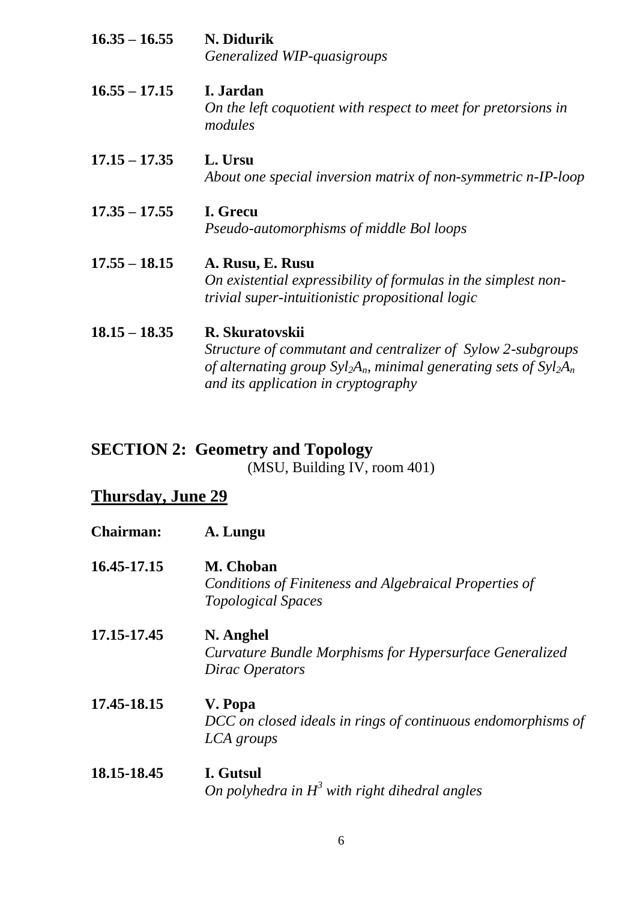**16.35 – 16.55** **N. Didurik**
*Generalized WIP-quasigroups*

**16.55 – 17.15** **I. Jardan**
*On the left coquotient with respect to meet for pretorsions in modules*

**17.15 – 17.35** **L. Ursu**
*About one special inversion matrix of non-symmetric n-IP-loop*

**17.35 – 17.55** **I. Grecu**
*Pseudo-automorphisms of middle Bol loops*

**17.55 – 18.15** **A. Rusu, E. Rusu**
*On existential expressibility of formulas in the simplest non-trivial super-intuitionistic propositional logic*

**18.15 – 18.35** **R. Skuratovskii**
*Structure of commutant and centralizer of Sylow 2-subgroups of alternating group $Syl_2A_n$, minimal generating sets of $Syl_2A_n$ and its application in cryptography*

## SECTION 2: Geometry and Topology

(MSU, Building IV, room 401)

## Thursday, June 29

**Chairman:** **A. Lungu**

**16.45-17.15** **M. Choban**
*Conditions of Finiteness and Algebraical Properties of Topological Spaces*

**17.15-17.45** **N. Anghel**
*Curvature Bundle Morphisms for Hypersurface Generalized Dirac Operators*

**17.45-18.15** **V. Popa**
*DCC on closed ideals in rings of continuous endomorphisms of LCA groups*

**18.15-18.45** **I. Gutsul**
*On polyhedra in $H^3$ with right dihedral angles*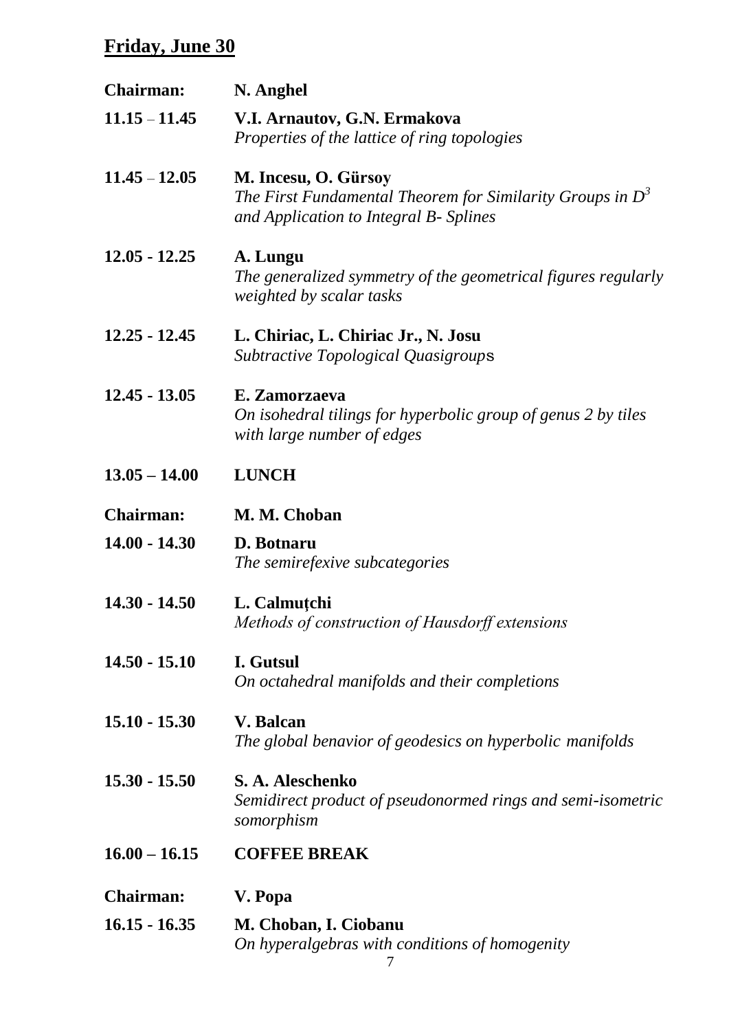## Friday, June 30

| | |
|---|---|
| **Chairman:** | **N. Anghel** |
| **11.15 – 11.45** | **V.I. Arnautov, G.N. Ermakova**<br>*Properties of the lattice of ring topologies* |
| **11.45 – 12.05** | **M. Incesu, O. Gürsoy**<br>*The First Fundamental Theorem for Similarity Groups in $D^3$ and Application to Integral B- Splines* |
| **12.05 - 12.25** | **A. Lungu**<br>*The generalized symmetry of the geometrical figures regularly weighted by scalar tasks* |
| **12.25 - 12.45** | **L. Chiriac, L. Chiriac Jr., N. Josu**<br>*Subtractive Topological Quasigroups* |
| **12.45 - 13.05** | **E. Zamorzaeva**<br>*On isohedral tilings for hyperbolic group of genus 2 by tiles with large number of edges* |
| **13.05 – 14.00** | **LUNCH** |
| **Chairman:** | **M. M. Choban** |
| **14.00 - 14.30** | **D. Botnaru**<br>*The semirefexive subcategories* |
| **14.30 - 14.50** | **L. Calmuțchi**<br>*Methods of construction of Hausdorff extensions* |
| **14.50 - 15.10** | **I. Gutsul**<br>*On octahedral manifolds and their completions* |
| **15.10 - 15.30** | **V. Balcan**<br>*The global benavior of geodesics on hyperbolic manifolds* |
| **15.30 - 15.50** | **S. A. Aleschenko**<br>*Semidirect product of pseudonormed rings and semi-isometric somorphism* |
| **16.00 – 16.15** | **COFFEE BREAK** |
| **Chairman:** | **V. Popa** |
| **16.15 - 16.35** | **M. Choban, I. Ciobanu**<br>*On hyperalgebras with conditions of homogenity* |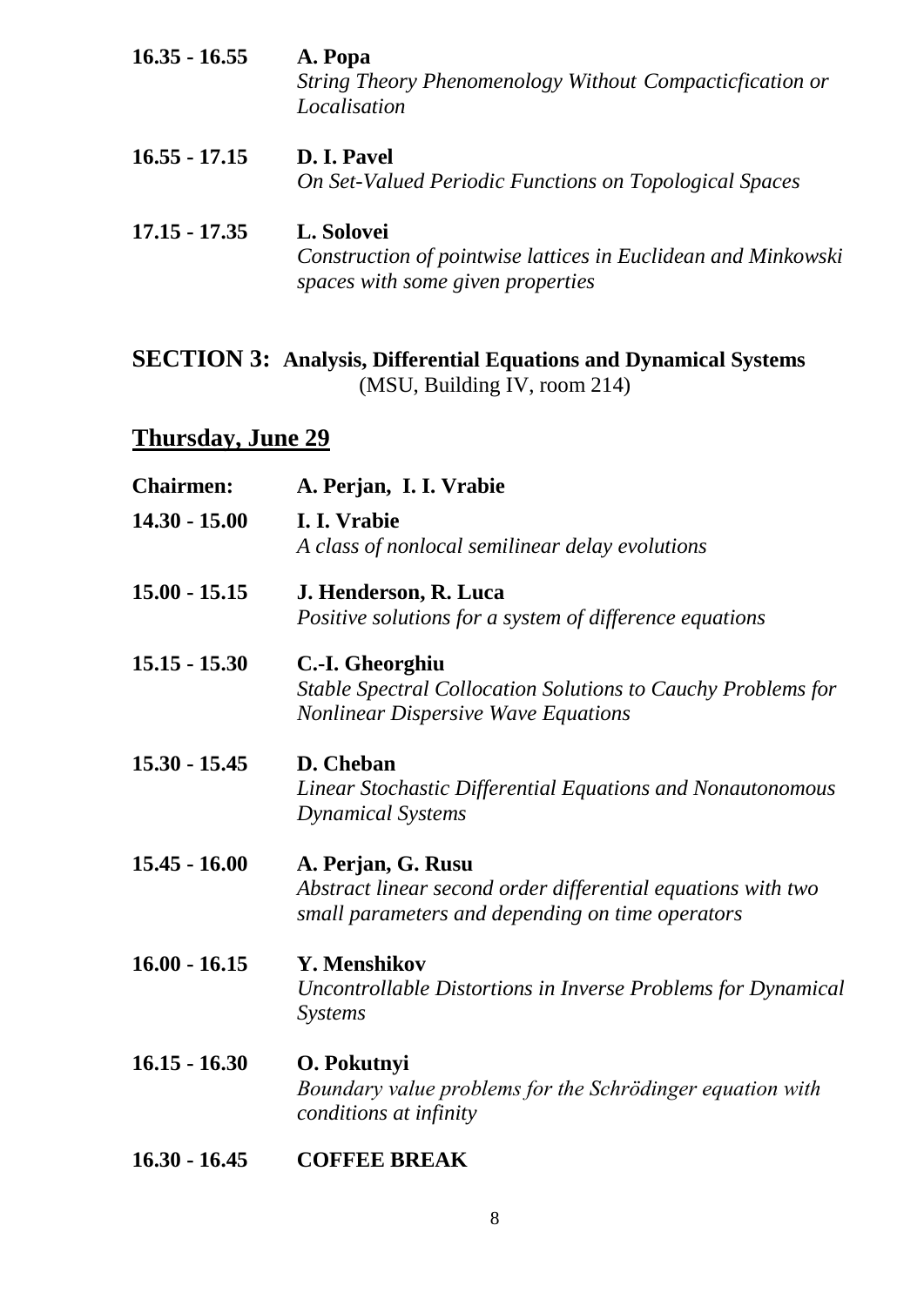**16.35 - 16.55** **A. Popa**
*String Theory Phenomenology Without Compacticfication or Localisation*

**16.55 - 17.15** **D. I. Pavel**
*On Set-Valued Periodic Functions on Topological Spaces*

**17.15 - 17.35** **L. Solovei**
*Construction of pointwise lattices in Euclidean and Minkowski spaces with some given properties*

## SECTION 3: Analysis, Differential Equations and Dynamical Systems
(MSU, Building IV, room 214)

## Thursday, June 29

**Chairmen:** **A. Perjan, I. I. Vrabie**

**14.30 - 15.00** **I. I. Vrabie**
*A class of nonlocal semilinear delay evolutions*

**15.00 - 15.15** **J. Henderson, R. Luca**
*Positive solutions for a system of difference equations*

**15.15 - 15.30** **C.-I. Gheorghiu**
*Stable Spectral Collocation Solutions to Cauchy Problems for Nonlinear Dispersive Wave Equations*

**15.30 - 15.45** **D. Cheban**
*Linear Stochastic Differential Equations and Nonautonomous Dynamical Systems*

**15.45 - 16.00** **A. Perjan, G. Rusu**
*Abstract linear second order differential equations with two small parameters and depending on time operators*

**16.00 - 16.15** **Y. Menshikov**
*Uncontrollable Distortions in Inverse Problems for Dynamical Systems*

**16.15 - 16.30** **O. Pokutnyi**
*Boundary value problems for the Schrödinger equation with conditions at infinity*

**16.30 - 16.45** **COFFEE BREAK**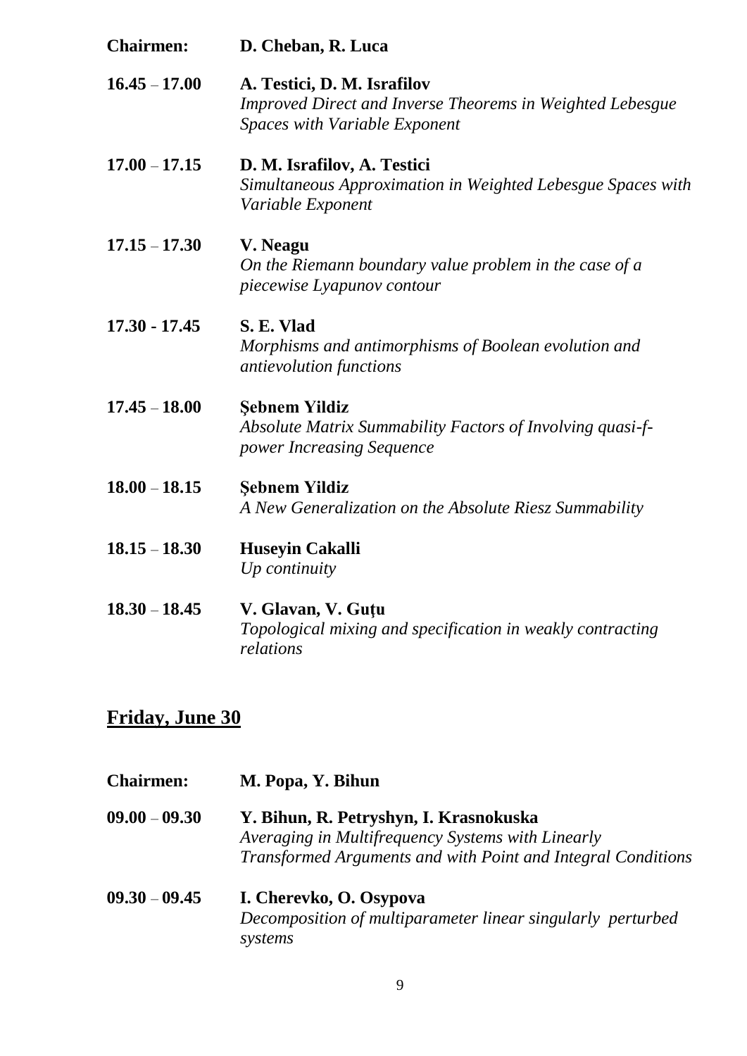**Chairmen:** **D. Cheban, R. Luca**

**16.45 – 17.00** **A. Testici, D. M. Israfilov**
*Improved Direct and Inverse Theorems in Weighted Lebesgue Spaces with Variable Exponent*

**17.00 – 17.15** **D. M. Israfilov, A. Testici**
*Simultaneous Approximation in Weighted Lebesgue Spaces with Variable Exponent*

**17.15 – 17.30** **V. Neagu**
*On the Riemann boundary value problem in the case of a piecewise Lyapunov contour*

**17.30 - 17.45** **S. E. Vlad**
*Morphisms and antimorphisms of Boolean evolution and antievolution functions*

**17.45 – 18.00** **Şebnem Yildiz**
*Absolute Matrix Summability Factors of Involving quasi-f-power Increasing Sequence*

**18.00 – 18.15** **Şebnem Yildiz**
*A New Generalization on the Absolute Riesz Summability*

**18.15 – 18.30** **Huseyin Cakalli**
*Up continuity*

**18.30 – 18.45** **V. Glavan, V. Guţu**
*Topological mixing and specification in weakly contracting relations*

## Friday, June 30

**Chairmen:** **M. Popa, Y. Bihun**

**09.00 – 09.30** **Y. Bihun, R. Petryshyn, I. Krasnokuska**
*Averaging in Multifrequency Systems with Linearly Transformed Arguments and with Point and Integral Conditions*

**09.30 – 09.45** **I. Cherevko, O. Osypova**
*Decomposition of multiparameter linear singularly perturbed systems*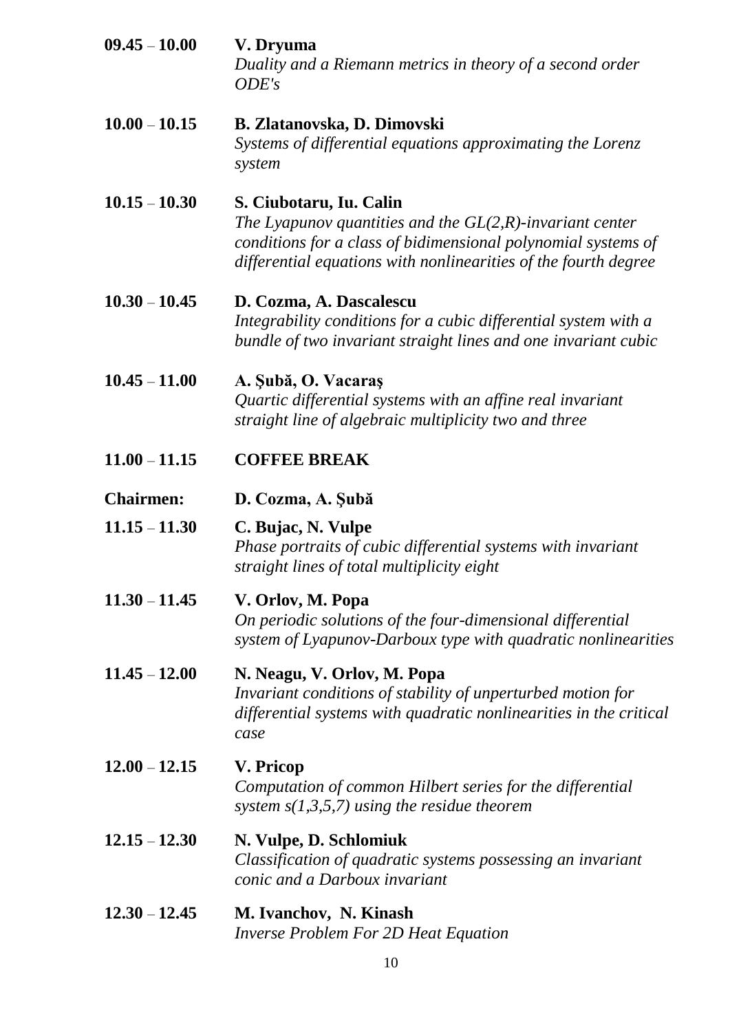**09.45 – 10.00** **V. Dryuma**
*Duality and a Riemann metrics in theory of a second order ODE's*

**10.00 – 10.15** **B. Zlatanovska, D. Dimovski**
*Systems of differential equations approximating the Lorenz system*

**10.15 – 10.30** **S. Ciubotaru, Iu. Calin**
*The Lyapunov quantities and the GL(2,R)-invariant center conditions for a class of bidimensional polynomial systems of differential equations with nonlinearities of the fourth degree*

**10.30 – 10.45** **D. Cozma, A. Dascalescu**
*Integrability conditions for a cubic differential system with a bundle of two invariant straight lines and one invariant cubic*

**10.45 – 11.00** **A. Şubă, O. Vacaraş**
*Quartic differential systems with an affine real invariant straight line of algebraic multiplicity two and three*

**11.00 – 11.15** **COFFEE BREAK**

**Chairmen:** **D. Cozma, A. Şubă**

**11.15 – 11.30** **C. Bujac, N. Vulpe**
*Phase portraits of cubic differential systems with invariant straight lines of total multiplicity eight*

**11.30 – 11.45** **V. Orlov, M. Popa**
*On periodic solutions of the four-dimensional differential system of Lyapunov-Darboux type with quadratic nonlinearities*

**11.45 – 12.00** **N. Neagu, V. Orlov, M. Popa**
*Invariant conditions of stability of unperturbed motion for differential systems with quadratic nonlinearities in the critical case*

**12.00 – 12.15** **V. Pricop**
*Computation of common Hilbert series for the differential system s(1,3,5,7) using the residue theorem*

**12.15 – 12.30** **N. Vulpe, D. Schlomiuk**
*Classification of quadratic systems possessing an invariant conic and a Darboux invariant*

**12.30 – 12.45** **M. Ivanchov, N. Kinash**
*Inverse Problem For 2D Heat Equation*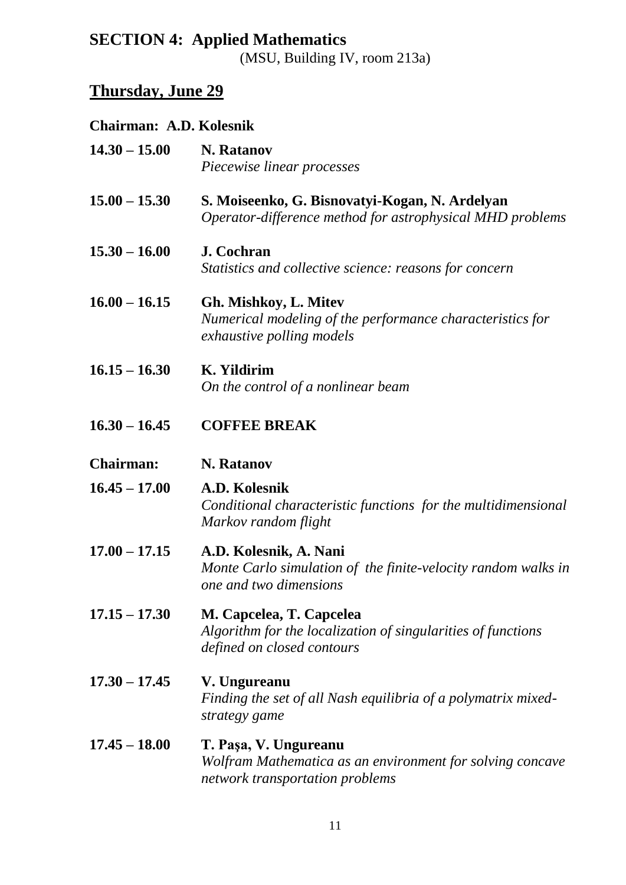## SECTION 4: Applied Mathematics

(MSU, Building IV, room 213a)

### Thursday, June 29

**Chairman: A.D. Kolesnik**

**14.30 – 15.00** **N. Ratanov**
*Piecewise linear processes*

**15.00 – 15.30** **S. Moiseenko, G. Bisnovatyi-Kogan, N. Ardelyan**
*Operator-difference method for astrophysical MHD problems*

**15.30 – 16.00** **J. Cochran**
*Statistics and collective science: reasons for concern*

**16.00 – 16.15** **Gh. Mishkoy, L. Mitev**
*Numerical modeling of the performance characteristics for exhaustive polling models*

**16.15 – 16.30** **K. Yildirim**
*On the control of a nonlinear beam*

**16.30 – 16.45** **COFFEE BREAK**

**Chairman:** **N. Ratanov**

**16.45 – 17.00** **A.D. Kolesnik**
*Conditional characteristic functions for the multidimensional Markov random flight*

**17.00 – 17.15** **A.D. Kolesnik, A. Nani**
*Monte Carlo simulation of the finite-velocity random walks in one and two dimensions*

**17.15 – 17.30** **M. Capcelea, T. Capcelea**
*Algorithm for the localization of singularities of functions defined on closed contours*

**17.30 – 17.45** **V. Ungureanu**
*Finding the set of all Nash equilibria of a polymatrix mixed-strategy game*

**17.45 – 18.00** **T. Paşa, V. Ungureanu**
*Wolfram Mathematica as an environment for solving concave network transportation problems*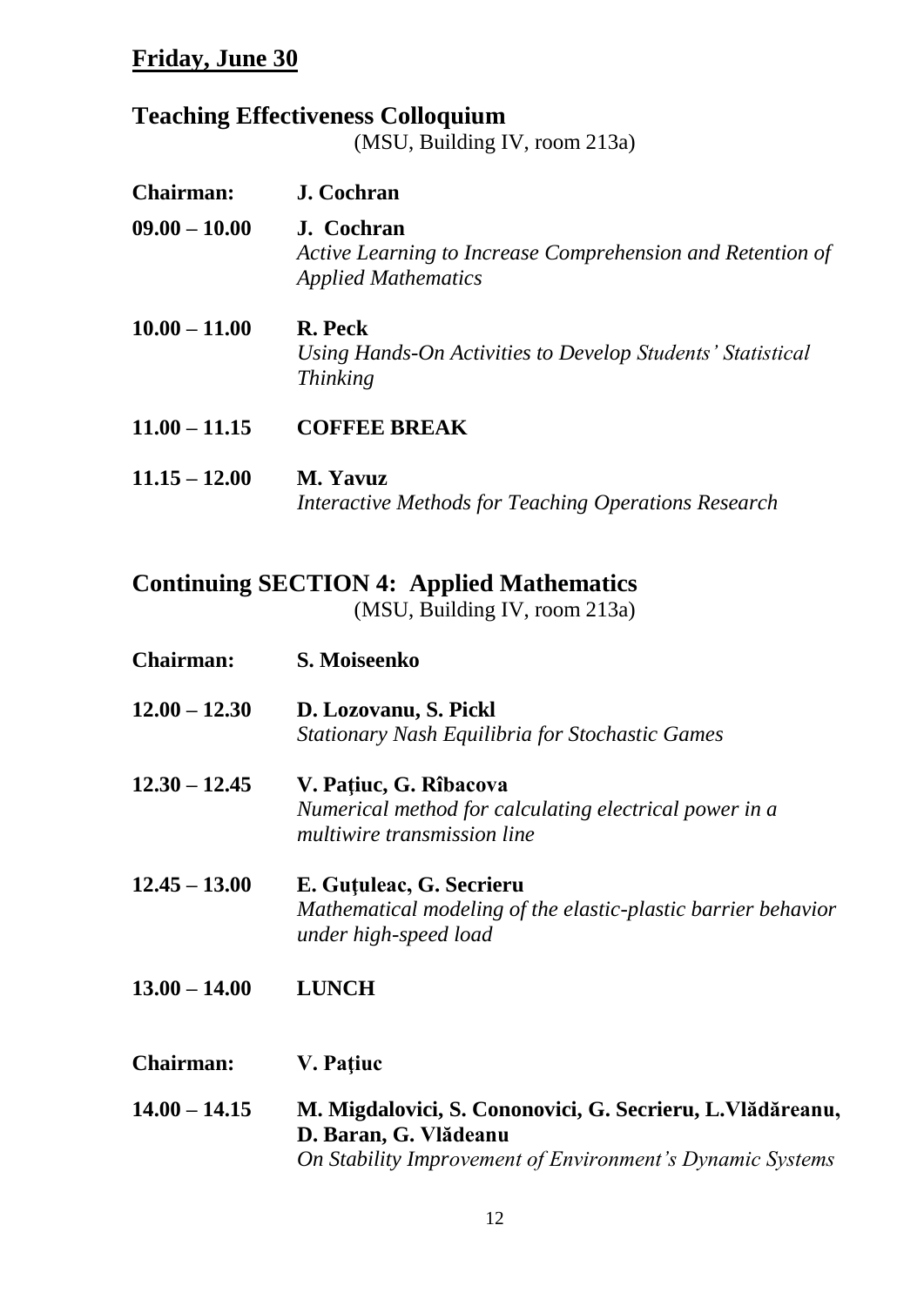## Friday, June 30

### Teaching Effectiveness Colloquium

(MSU, Building IV, room 213a)

**Chairman:** **J. Cochran**

**09.00 – 10.00** **J. Cochran**
*Active Learning to Increase Comprehension and Retention of Applied Mathematics*

**10.00 – 11.00** **R. Peck**
*Using Hands-On Activities to Develop Students' Statistical Thinking*

**11.00 – 11.15** **COFFEE BREAK**

**11.15 – 12.00** **M. Yavuz**
*Interactive Methods for Teaching Operations Research*

### Continuing SECTION 4: Applied Mathematics

(MSU, Building IV, room 213a)

**Chairman:** **S. Moiseenko**

**12.00 – 12.30** **D. Lozovanu, S. Pickl**
*Stationary Nash Equilibria for Stochastic Games*

**12.30 – 12.45** **V. Paţiuc, G. Rîbacova**
*Numerical method for calculating electrical power in a multiwire transmission line*

**12.45 – 13.00** **E. Guţuleac, G. Secrieru**
*Mathematical modeling of the elastic-plastic barrier behavior under high-speed load*

**13.00 – 14.00** **LUNCH**

**Chairman:** **V. Paţiuc**

**14.00 – 14.15** **M. Migdalovici, S. Cononovici, G. Secrieru, L.Vlădăreanu, D. Baran, G. Vlădeanu**
*On Stability Improvement of Environment's Dynamic Systems*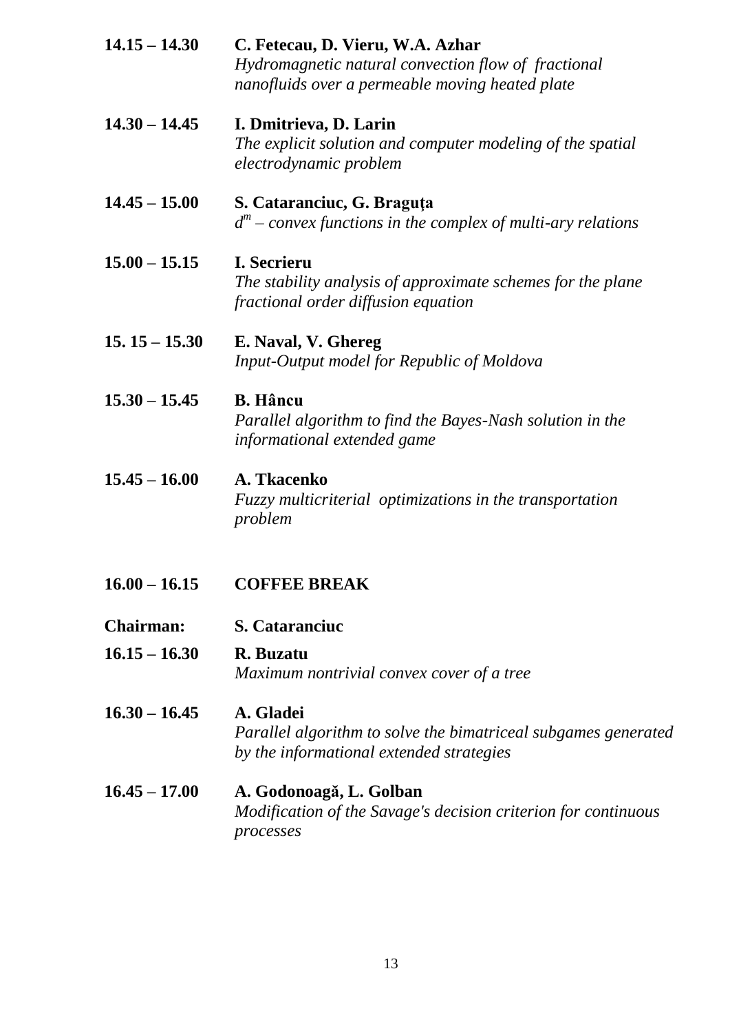**14.15 – 14.30** **C. Fetecau, D. Vieru, W.A. Azhar**
*Hydromagnetic natural convection flow of fractional nanofluids over a permeable moving heated plate*

**14.30 – 14.45** **I. Dmitrieva, D. Larin**
*The explicit solution and computer modeling of the spatial electrodynamic problem*

**14.45 – 15.00** **S. Cataranciuc, G. Braguţa**
*$d^m$ – convex functions in the complex of multi-ary relations*

**15.00 – 15.15** **I. Secrieru**
*The stability analysis of approximate schemes for the plane fractional order diffusion equation*

**15. 15 – 15.30** **E. Naval, V. Ghereg**
*Input-Output model for Republic of Moldova*

**15.30 – 15.45** **B. Hâncu**
*Parallel algorithm to find the Bayes-Nash solution in the informational extended game*

**15.45 – 16.00** **A. Tkacenko**
*Fuzzy multicriterial optimizations in the transportation problem*

**16.00 – 16.15** **COFFEE BREAK**

**Chairman:** **S. Cataranciuc**

**16.15 – 16.30** **R. Buzatu**
*Maximum nontrivial convex cover of a tree*

**16.30 – 16.45** **A. Gladei**
*Parallel algorithm to solve the bimatriceal subgames generated by the informational extended strategies*

**16.45 – 17.00** **A. Godonoagă, L. Golban**
*Modification of the Savage's decision criterion for continuous processes*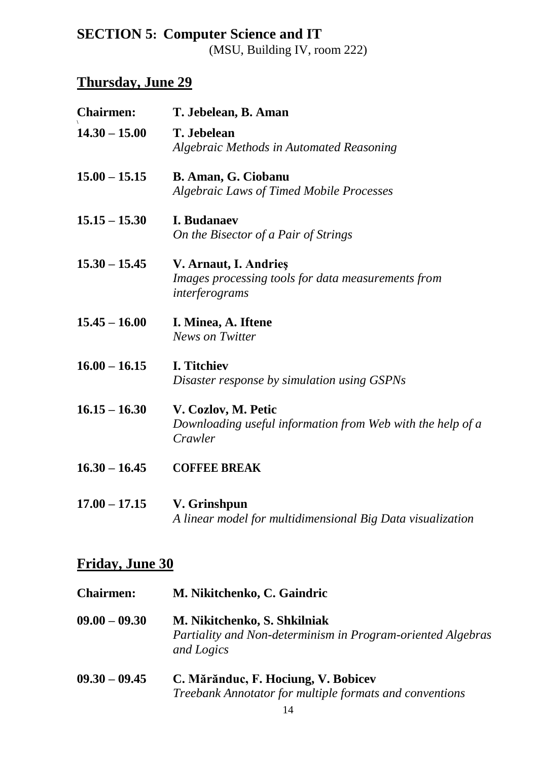## SECTION 5: Computer Science and IT

(MSU, Building IV, room 222)

### Thursday, June 29

**Chairmen:** **T. Jebelean, B. Aman**

**14.30 – 15.00** **T. Jebelean**
*Algebraic Methods in Automated Reasoning*

**15.00 – 15.15** **B. Aman, G. Ciobanu**
*Algebraic Laws of Timed Mobile Processes*

**15.15 – 15.30** **I. Budanaev**
*On the Bisector of a Pair of Strings*

**15.30 – 15.45** **V. Arnaut, I. Andrieș**
*Images processing tools for data measurements from interferograms*

**15.45 – 16.00** **I. Minea, A. Iftene**
*News on Twitter*

**16.00 – 16.15** **I. Titchiev**
*Disaster response by simulation using GSPNs*

**16.15 – 16.30** **V. Cozlov, M. Petic**
*Downloading useful information from Web with the help of a Crawler*

**16.30 – 16.45** **COFFEE BREAK**

**17.00 – 17.15** **V. Grinshpun**
*A linear model for multidimensional Big Data visualization*

### Friday, June 30

**Chairmen:** **M. Nikitchenko, C. Gaindric**

**09.00 – 09.30** **M. Nikitchenko, S. Shkilniak**
*Partiality and Non-determinism in Program-oriented Algebras and Logics*

**09.30 – 09.45** **C. Mărănduc, F. Hociung, V. Bobicev**
*Treebank Annotator for multiple formats and conventions*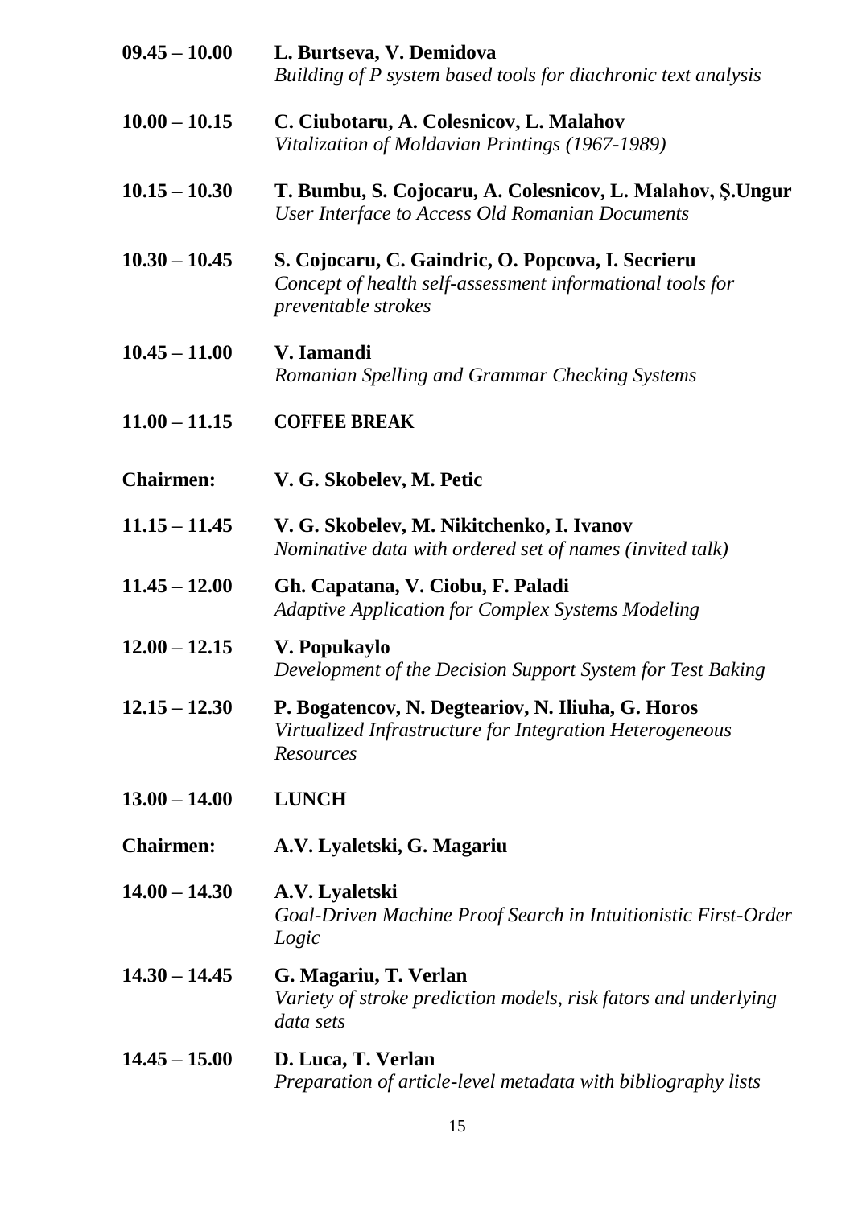**09.45 – 10.00** **L. Burtseva, V. Demidova**
*Building of P system based tools for diachronic text analysis*

**10.00 – 10.15** **C. Ciubotaru, A. Colesnicov, L. Malahov**
*Vitalization of Moldavian Printings (1967-1989)*

**10.15 – 10.30** **T. Bumbu, S. Cojocaru, A. Colesnicov, L. Malahov, Ş.Ungur**
*User Interface to Access Old Romanian Documents*

**10.30 – 10.45** **S. Cojocaru, C. Gaindric, O. Popcova, I. Secrieru**
*Concept of health self-assessment informational tools for preventable strokes*

**10.45 – 11.00** **V. Iamandi**
*Romanian Spelling and Grammar Checking Systems*

**11.00 – 11.15** **COFFEE BREAK**

**Chairmen:** **V. G. Skobelev, M. Petic**

**11.15 – 11.45** **V. G. Skobelev, M. Nikitchenko, I. Ivanov**
*Nominative data with ordered set of names (invited talk)*

**11.45 – 12.00** **Gh. Capatana, V. Ciobu, F. Paladi**
*Adaptive Application for Complex Systems Modeling*

**12.00 – 12.15** **V. Popukaylo**
*Development of the Decision Support System for Test Baking*

**12.15 – 12.30** **P. Bogatencov, N. Degteariov, N. Iliuha, G. Horos**
*Virtualized Infrastructure for Integration Heterogeneous Resources*

**13.00 – 14.00** **LUNCH**

**Chairmen:** **A.V. Lyaletski, G. Magariu**

**14.00 – 14.30** **A.V. Lyaletski**
*Goal-Driven Machine Proof Search in Intuitionistic First-Order Logic*

**14.30 – 14.45** **G. Magariu, T. Verlan**
*Variety of stroke prediction models, risk fators and underlying data sets*

**14.45 – 15.00** **D. Luca, T. Verlan**
*Preparation of article-level metadata with bibliography lists*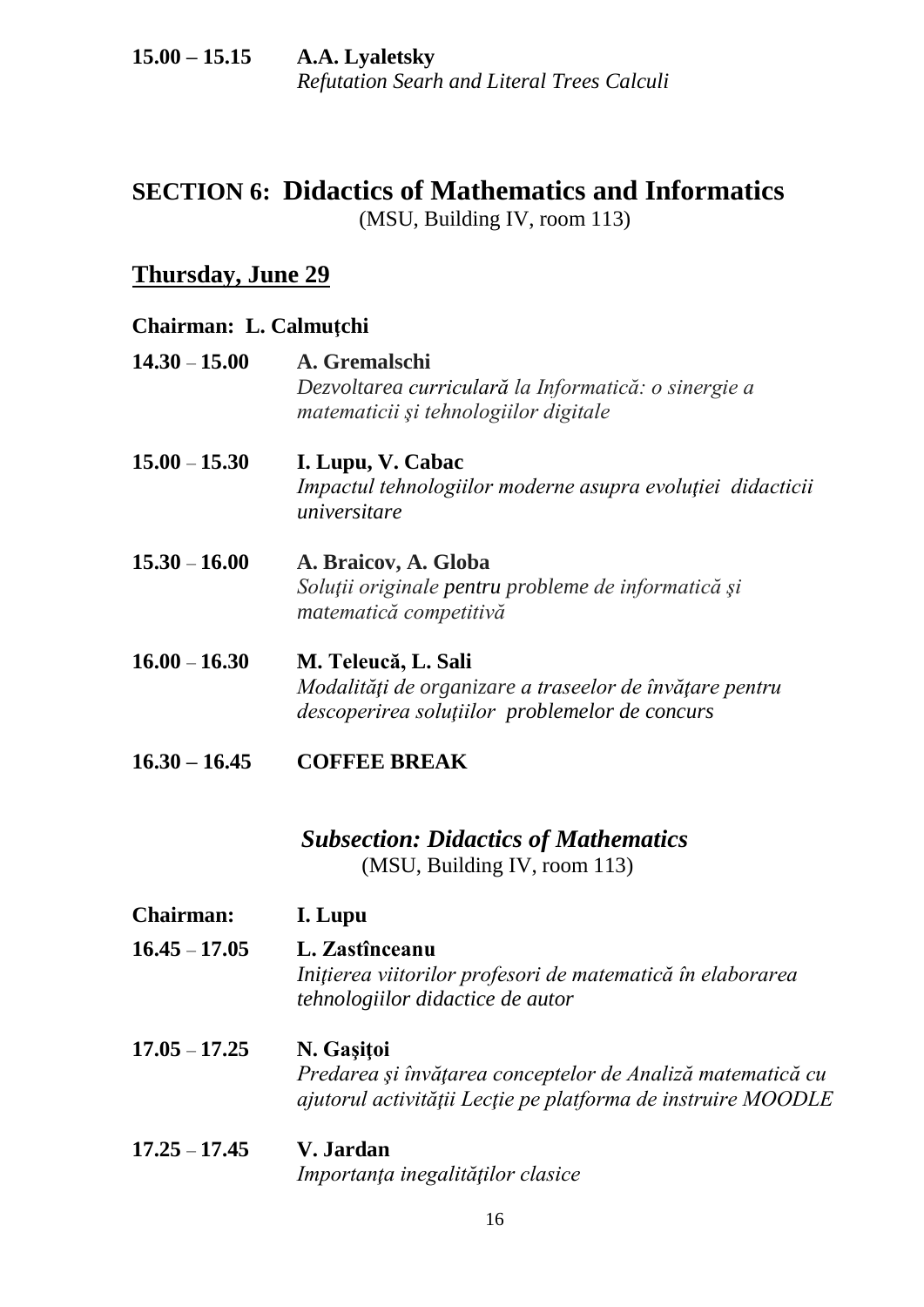**15.00 – 15.15** **A.A. Lyaletsky**
*Refutation Searh and Literal Trees Calculi*

## SECTION 6: Didactics of Mathematics and Informatics

(MSU, Building IV, room 113)

### Thursday, June 29

**Chairman: L. Calmuţchi**

**14.30 – 15.00** **A. Gremalschi**
*Dezvoltarea curriculară la Informatică: o sinergie a matematicii şi tehnologiilor digitale*

**15.00 – 15.30** **I. Lupu, V. Cabac**
*Impactul tehnologiilor moderne asupra evoluţiei didacticii universitare*

**15.30 – 16.00** **A. Braicov, A. Globa**
*Soluţii originale pentru probleme de informatică şi matematică competitivă*

**16.00 – 16.30** **M. Teleucă, L. Sali**
*Modalităţi de organizare a traseelor de învăţare pentru descoperirea soluţiilor problemelor de concurs*

**16.30 – 16.45** **COFFEE BREAK**

### *Subsection: Didactics of Mathematics*

(MSU, Building IV, room 113)

**Chairman:** **I. Lupu**

**16.45 – 17.05** **L. Zastînceanu**
*Iniţierea viitorilor profesori de matematică în elaborarea tehnologiilor didactice de autor*

**17.05 – 17.25** **N. Gaşiţoi**
*Predarea şi învăţarea conceptelor de Analiză matematică cu ajutorul activităţii Lecţie pe platforma de instruire MOODLE*

**17.25 – 17.45** **V. Jardan**
*Importanţa inegalităţilor clasice*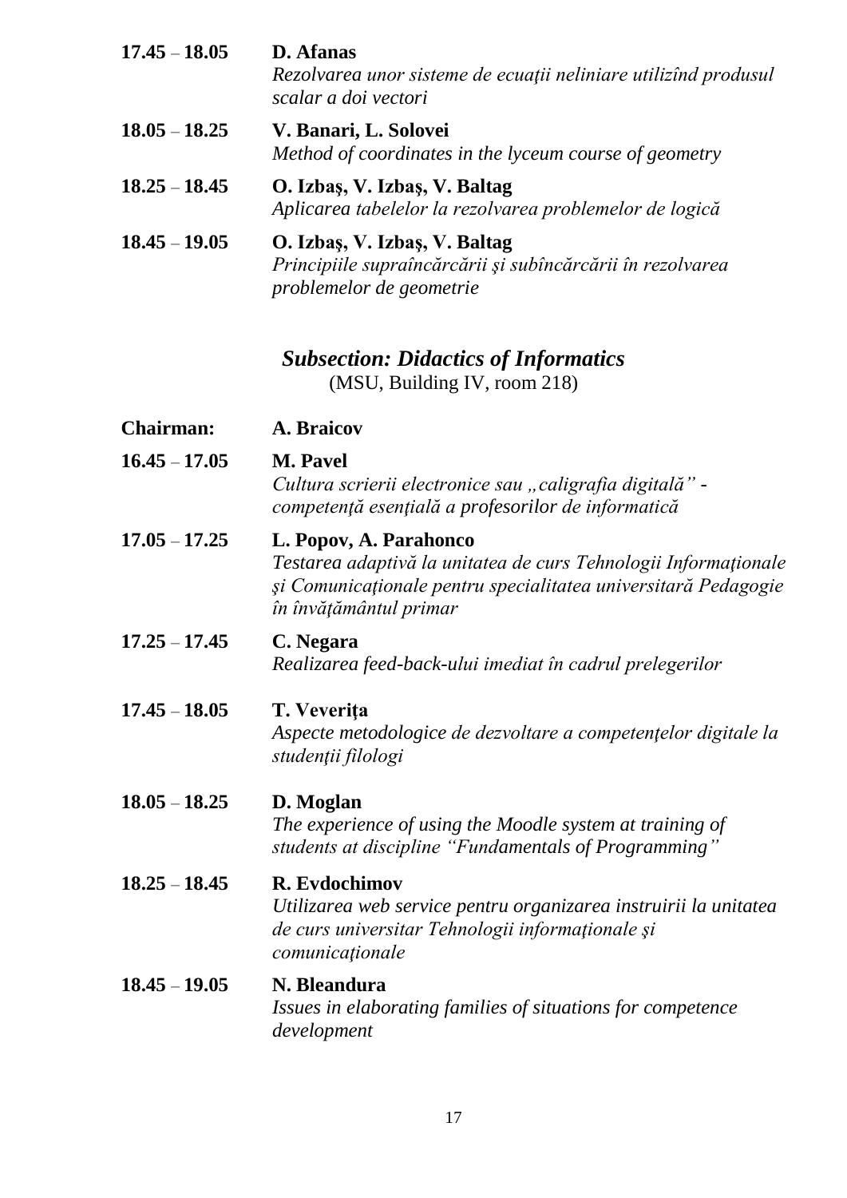**17.45 – 18.05** **D. Afanas**
*Rezolvarea unor sisteme de ecuaţii neliniare utilizînd produsul scalar a doi vectori*

**18.05 – 18.25** **V. Banari, L. Solovei**
*Method of coordinates in the lyceum course of geometry*

**18.25 – 18.45** **O. Izbaş, V. Izbaş, V. Baltag**
*Aplicarea tabelelor la rezolvarea problemelor de logică*

**18.45 – 19.05** **O. Izbaş, V. Izbaş, V. Baltag**
*Principiile supraîncărcării şi subîncărcării în rezolvarea problemelor de geometrie*

### *Subsection: Didactics of Informatics*

(MSU, Building IV, room 218)

**Chairman:** **A. Braicov**

**16.45 – 17.05** **M. Pavel**
*Cultura scrierii electronice sau „caligrafia digitală" - competenţă esenţială a profesorilor de informatică*

**17.05 – 17.25** **L. Popov, A. Parahonco**
*Testarea adaptivă la unitatea de curs Tehnologii Informaţionale şi Comunicaţionale pentru specialitatea universitară Pedagogie în învăţământul primar*

**17.25 – 17.45** **C. Negara**
*Realizarea feed-back-ului imediat în cadrul prelegerilor*

**17.45 – 18.05** **T. Veveriţa**
*Aspecte metodologice de dezvoltare a competenţelor digitale la studenţii filologi*

**18.05 – 18.25** **D. Moglan**
*The experience of using the Moodle system at training of students at discipline "Fundamentals of Programming"*

**18.25 – 18.45** **R. Evdochimov**
*Utilizarea web service pentru organizarea instruirii la unitatea de curs universitar Tehnologii informaţionale şi comunicaţionale*

**18.45 – 19.05** **N. Bleandura**
*Issues in elaborating families of situations for competence development*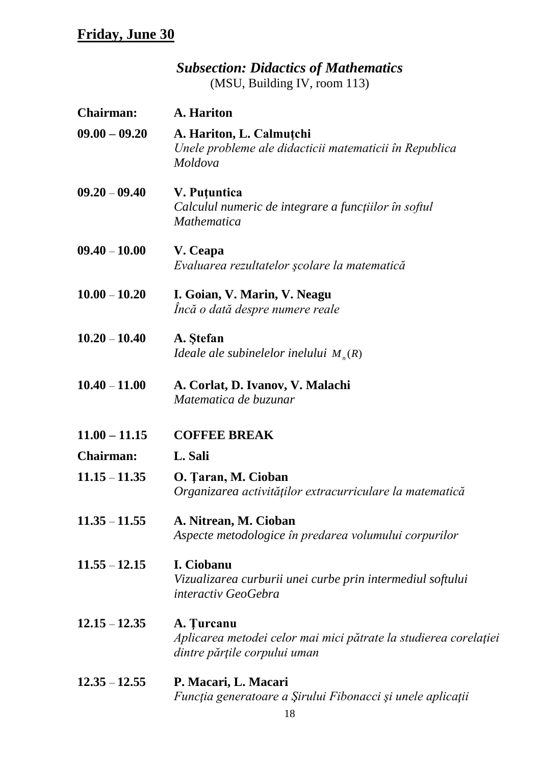## Friday, June 30

### *Subsection: Didactics of Mathematics*

(MSU, Building IV, room 113)

**Chairman:** **A. Hariton**

**09.00 – 09.20** **A. Hariton, L. Calmuţchi**
*Unele probleme ale didacticii matematicii în Republica Moldova*

**09.20 – 09.40** **V. Puţuntica**
*Calculul numeric de integrare a funcţiilor în softul Mathematica*

**09.40 – 10.00** **V. Ceapa**
*Evaluarea rezultatelor şcolare la matematică*

**10.00 – 10.20** **I. Goian, V. Marin, V. Neagu**
*Încă o dată despre numere reale*

**10.20 – 10.40** **A. Ştefan**
*Ideale ale subinelelor inelului* $M_n(R)$

**10.40 – 11.00** **A. Corlat, D. Ivanov, V. Malachi**
*Matematica de buzunar*

**11.00 – 11.15** **COFFEE BREAK**

**Chairman:** **L. Sali**

**11.15 – 11.35** **O. Ţaran, M. Cioban**
*Organizarea activităţilor extracurriculare la matematică*

**11.35 – 11.55** **A. Nitrean, M. Cioban**
*Aspecte metodologice în predarea volumului corpurilor*

**11.55 – 12.15** **I. Ciobanu**
*Vizualizarea curburii unei curbe prin intermediul softului interactiv GeoGebra*

**12.15 – 12.35** **A. Ţurcanu**
*Aplicarea metodei celor mai mici pătrate la studierea corelaţiei dintre părţile corpului uman*

**12.35 – 12.55** **P. Macari, L. Macari**
*Funcţia generatoare a Şirului Fibonacci şi unele aplicaţii*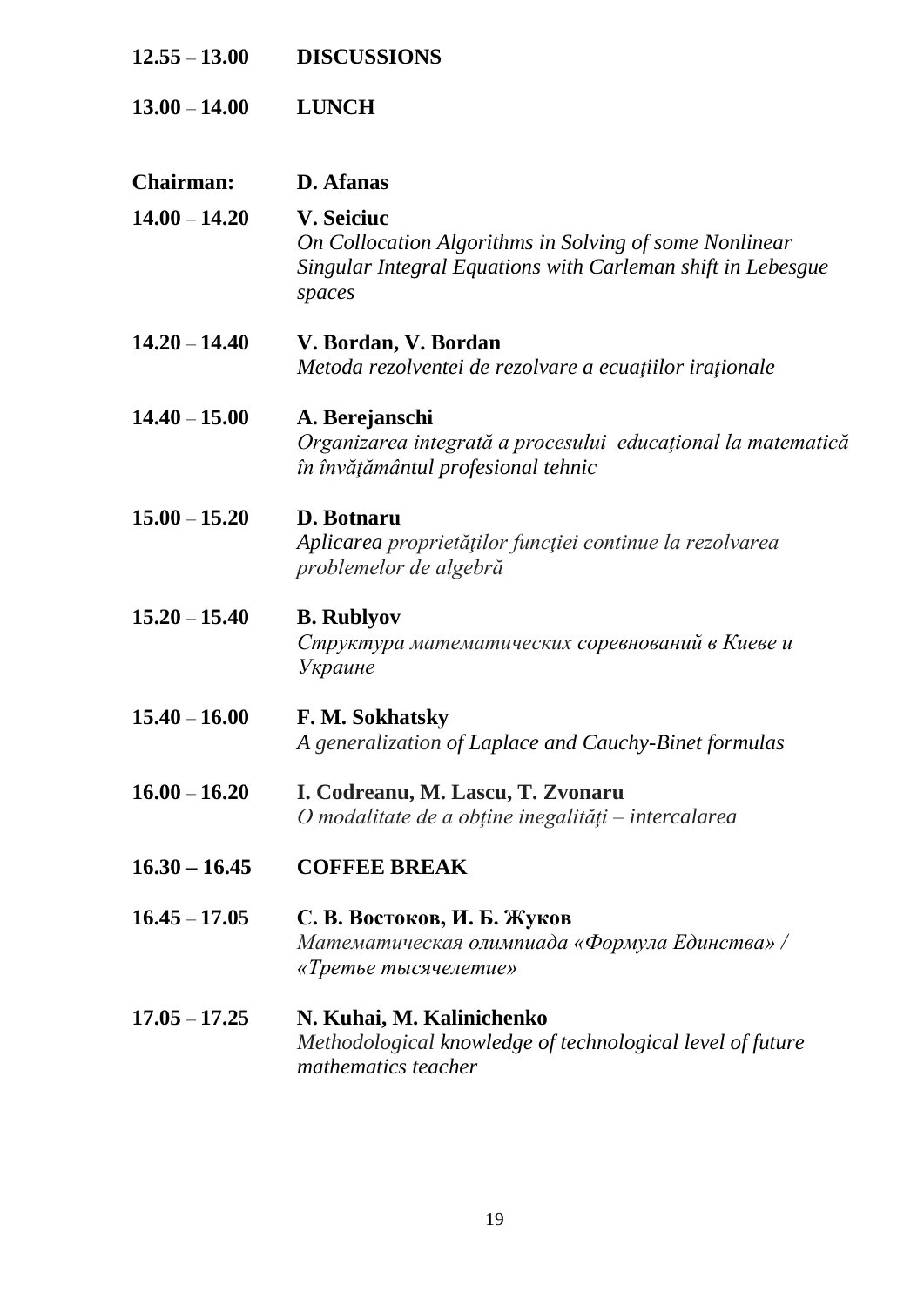**12.55** – **13.00** **DISCUSSIONS**

**13.00** – **14.00** **LUNCH**

**Chairman:** **D. Afanas**

**14.00** – **14.20** **V. Seiciuc**
*On Collocation Algorithms in Solving of some Nonlinear Singular Integral Equations with Carleman shift in Lebesgue spaces*

**14.20** – **14.40** **V. Bordan, V. Bordan**
*Metoda rezolventei de rezolvare a ecuațiilor iraționale*

**14.40** – **15.00** **A. Berejanschi**
*Organizarea integrată a procesului educaţional la matematică în învăţământul profesional tehnic*

**15.00** – **15.20** **D. Botnaru**
*Aplicarea proprietăţilor funcţiei continue la rezolvarea problemelor de algebră*

**15.20** – **15.40** **B. Rublyov**
*Структура математических соревнований в Киеве и Украине*

**15.40** – **16.00** **F. M. Sokhatsky**
*A generalization of Laplace and Cauchy-Binet formulas*

**16.00** – **16.20** **I. Codreanu, M. Lascu, T. Zvonaru**
*O modalitate de a obţine inegalităţi – intercalarea*

**16.30 – 16.45** **COFFEE BREAK**

**16.45** – **17.05** **С. В. Востоков, И. Б. Жуков**
*Математическая олимпиада «Формула Единства» / «Третье тысячелетие»*

**17.05** – **17.25** **N. Kuhai, M. Kalinichenko**
*Methodological knowledge of technological level of future mathematics teacher*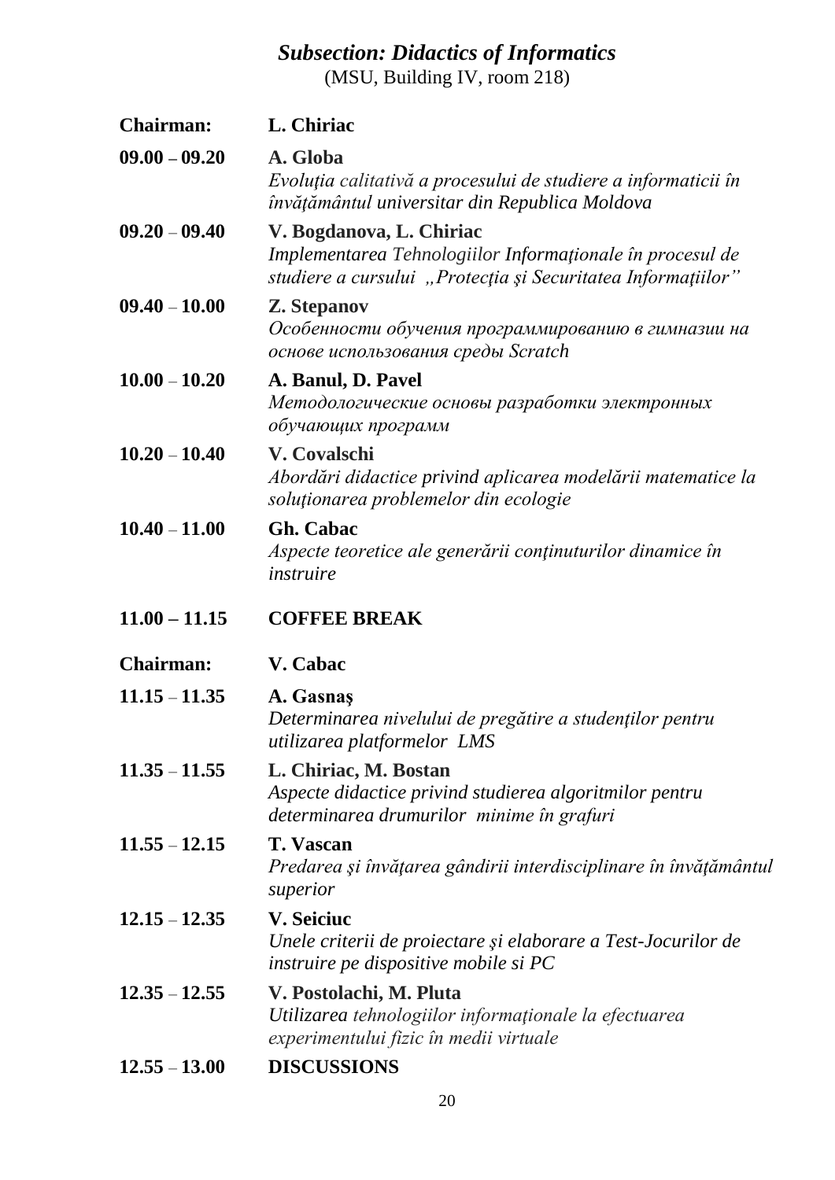## *Subsection: Didactics of Informatics*

(MSU, Building IV, room 218)

| | |
|---|---|
| **Chairman:** | **L. Chiriac** |
| **09.00 – 09.20** | **A. Globa**<br>*Evoluţia calitativă a procesului de studiere a informaticii în învăţământul universitar din Republica Moldova* |
| **09.20 – 09.40** | **V. Bogdanova, L. Chiriac**<br>*Implementarea Tehnologiilor Informaţionale în procesul de studiere a cursului „Protecţia şi Securitatea Informaţiilor”* |
| **09.40 – 10.00** | **Z. Stepanov**<br>*Особенности обучения программированию в гимназии на основе использования среды Scratch* |
| **10.00 – 10.20** | **A. Banul, D. Pavel**<br>*Методологические основы разработки электронных обучающих программ* |
| **10.20 – 10.40** | **V. Covalschi**<br>*Abordări didactice privind aplicarea modelării matematice la soluţionarea problemelor din ecologie* |
| **10.40 – 11.00** | **Gh. Cabac**<br>*Aspecte teoretice ale generării conţinuturilor dinamice în instruire* |
| **11.00 – 11.15** | **COFFEE BREAK** |
| **Chairman:** | **V. Cabac** |
| **11.15 – 11.35** | **A. Gasnaş**<br>*Determinarea nivelului de pregătire a studenţilor pentru utilizarea platformelor LMS* |
| **11.35 – 11.55** | **L. Chiriac, M. Bostan**<br>*Aspecte didactice privind studierea algoritmilor pentru determinarea drumurilor minime în grafuri* |
| **11.55 – 12.15** | **T. Vascan**<br>*Predarea şi învăţarea gândirii interdisciplinare în învăţământul superior* |
| **12.15 – 12.35** | **V. Seiciuc**<br>*Unele criterii de proiectare şi elaborare a Test-Jocurilor de instruire pe dispositive mobile si PC* |
| **12.35 – 12.55** | **V. Postolachi, M. Pluta**<br>*Utilizarea tehnologiilor informaţionale la efectuarea experimentului fizic în medii virtuale* |
| **12.55 – 13.00** | **DISCUSSIONS** |